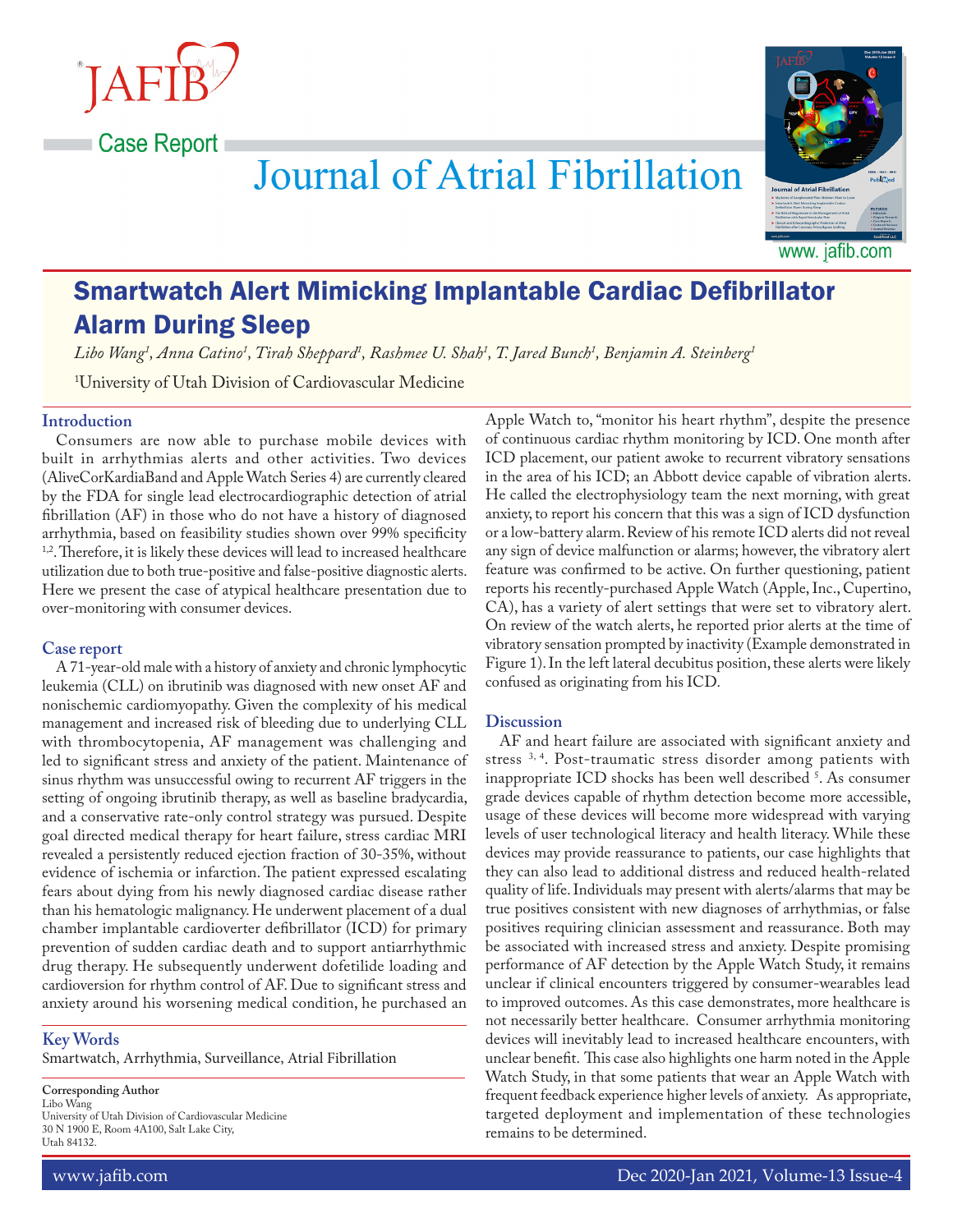Case Report

# Smartwatch Alert Mimicking Implantable Cardiac Defibrillator Alarm During Sleep

*Libo Wang[1], Anna Catino[1], Tirah Sheppard[1], Rashmee U. Shah[1], T. Jared Bunch[1], Benjamin A. Steinberg[1]*

[1]University of Utah Division of Cardiovascular Medicine

## Introduction

Consumers are now able to purchase mobile devices with built in arrhythmias alerts and other activities. Two devices (AliveCorKardiaBand and Apple Watch Series 4) are currently cleared by the FDA for single lead electrocardiographic detection of atrial fibrillation (AF) in those who do not have a history of diagnosed arrhythmia, based on feasibility studies shown over 99% specificity [1,2]. Therefore, it is likely these devices will lead to increased healthcare utilization due to both true-positive and false-positive diagnostic alerts. Here we present the case of atypical healthcare presentation due to over-monitoring with consumer devices.

## Case report

A 71-year-old male with a history of anxiety and chronic lymphocytic leukemia (CLL) on ibrutinib was diagnosed with new onset AF and nonischemic cardiomyopathy. Given the complexity of his medical management and increased risk of bleeding due to underlying CLL with thrombocytopenia, AF management was challenging and led to significant stress and anxiety of the patient. Maintenance of sinus rhythm was unsuccessful owing to recurrent AF triggers in the setting of ongoing ibrutinib therapy, as well as baseline bradycardia, and a conservative rate-only control strategy was pursued. Despite goal directed medical therapy for heart failure, stress cardiac MRI revealed a persistently reduced ejection fraction of 30-35%, without evidence of ischemia or infarction. The patient expressed escalating fears about dying from his newly diagnosed cardiac disease rather than his hematologic malignancy. He underwent placement of a dual chamber implantable cardioverter defibrillator (ICD) for primary prevention of sudden cardiac death and to support antiarrhythmic drug therapy. He subsequently underwent dofetilide loading and cardioversion for rhythm control of AF. Due to significant stress and anxiety around his worsening medical condition, he purchased an Apple Watch to, "monitor his heart rhythm", despite the presence of continuous cardiac rhythm monitoring by ICD. One month after ICD placement, our patient awoke to recurrent vibratory sensations in the area of his ICD; an Abbott device capable of vibration alerts. He called the electrophysiology team the next morning, with great anxiety, to report his concern that this was a sign of ICD dysfunction or a low-battery alarm. Review of his remote ICD alerts did not reveal any sign of device malfunction or alarms; however, the vibratory alert feature was confirmed to be active. On further questioning, patient reports his recently-purchased Apple Watch (Apple, Inc., Cupertino, CA), has a variety of alert settings that were set to vibratory alert. On review of the watch alerts, he reported prior alerts at the time of vibratory sensation prompted by inactivity (Example demonstrated in Figure 1). In the left lateral decubitus position, these alerts were likely confused as originating from his ICD.

## Discussion

AF and heart failure are associated with significant anxiety and stress [3, 4]. Post-traumatic stress disorder among patients with inappropriate ICD shocks has been well described [5]. As consumer grade devices capable of rhythm detection become more accessible, usage of these devices will become more widespread with varying levels of user technological literacy and health literacy. While these devices may provide reassurance to patients, our case highlights that they can also lead to additional distress and reduced health-related quality of life. Individuals may present with alerts/alarms that may be true positives consistent with new diagnoses of arrhythmias, or false positives requiring clinician assessment and reassurance. Both may be associated with increased stress and anxiety. Despite promising performance of AF detection by the Apple Watch Study, it remains unclear if clinical encounters triggered by consumer-wearables lead to improved outcomes. As this case demonstrates, more healthcare is not necessarily better healthcare. Consumer arrhythmia monitoring devices will inevitably lead to increased healthcare encounters, with unclear benefit. This case also highlights one harm noted in the Apple Watch Study, in that some patients that wear an Apple Watch with frequent feedback experience higher levels of anxiety. As appropriate, targeted deployment and implementation of these technologies remains to be determined.

## Key Words

Smartwatch, Arrhythmia, Surveillance, Atrial Fibrillation

**Corresponding Author**
Libo Wang
University of Utah Division of Cardiovascular Medicine
30 N 1900 E, Room 4A100, Salt Lake City,
Utah 84132.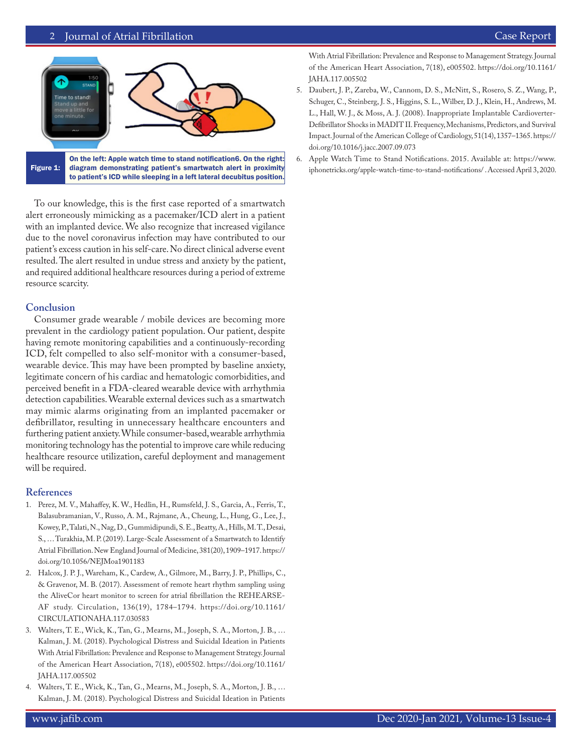Figure 1: On the left: Apple watch time to stand notification6. On the right: diagram demonstrating patient's smartwatch alert in proximity to patient's ICD while sleeping in a left lateral decubitus position.

To our knowledge, this is the first case reported of a smartwatch alert erroneously mimicking as a pacemaker/ICD alert in a patient with an implanted device. We also recognize that increased vigilance due to the novel coronavirus infection may have contributed to our patient's excess caution in his self-care. No direct clinical adverse event resulted. The alert resulted in undue stress and anxiety by the patient, and required additional healthcare resources during a period of extreme resource scarcity.

## Conclusion

Consumer grade wearable / mobile devices are becoming more prevalent in the cardiology patient population. Our patient, despite having remote monitoring capabilities and a continuously-recording ICD, felt compelled to also self-monitor with a consumer-based, wearable device. This may have been prompted by baseline anxiety, legitimate concern of his cardiac and hematologic comorbidities, and perceived benefit in a FDA-cleared wearable device with arrhythmia detection capabilities. Wearable external devices such as a smartwatch may mimic alarms originating from an implanted pacemaker or defibrillator, resulting in unnecessary healthcare encounters and furthering patient anxiety. While consumer-based, wearable arrhythmia monitoring technology has the potential to improve care while reducing healthcare resource utilization, careful deployment and management will be required.

## References

1. Perez, M. V., Mahaffey, K. W., Hedlin, H., Rumsfeld, J. S., Garcia, A., Ferris, T., Balasubramanian, V., Russo, A. M., Rajmane, A., Cheung, L., Hung, G., Lee, J., Kowey, P., Talati, N., Nag, D., Gummidipundi, S. E., Beatty, A., Hills, M. T., Desai, S., … Turakhia, M. P. (2019). Large-Scale Assessment of a Smartwatch to Identify Atrial Fibrillation. New England Journal of Medicine, 381(20), 1909–1917. https://doi.org/10.1056/NEJMoa1901183
2. Halcox, J. P. J., Wareham, K., Cardew, A., Gilmore, M., Barry, J. P., Phillips, C., & Gravenor, M. B. (2017). Assessment of remote heart rhythm sampling using the AliveCor heart monitor to screen for atrial fibrillation the REHEARSE-AF study. Circulation, 136(19), 1784–1794. https://doi.org/10.1161/CIRCULATIONAHA.117.030583
3. Walters, T. E., Wick, K., Tan, G., Mearns, M., Joseph, S. A., Morton, J. B., … Kalman, J. M. (2018). Psychological Distress and Suicidal Ideation in Patients With Atrial Fibrillation: Prevalence and Response to Management Strategy. Journal of the American Heart Association, 7(18), e005502. https://doi.org/10.1161/JAHA.117.005502
4. Walters, T. E., Wick, K., Tan, G., Mearns, M., Joseph, S. A., Morton, J. B., … Kalman, J. M. (2018). Psychological Distress and Suicidal Ideation in Patients With Atrial Fibrillation: Prevalence and Response to Management Strategy. Journal of the American Heart Association, 7(18), e005502. https://doi.org/10.1161/JAHA.117.005502
5. Daubert, J. P., Zareba, W., Cannom, D. S., McNitt, S., Rosero, S. Z., Wang, P., Schuger, C., Steinberg, J. S., Higgins, S. L., Wilber, D. J., Klein, H., Andrews, M. L., Hall, W. J., & Moss, A. J. (2008). Inappropriate Implantable Cardioverter-Defibrillator Shocks in MADIT II. Frequency, Mechanisms, Predictors, and Survival Impact. Journal of the American College of Cardiology, 51(14), 1357–1365. https://doi.org/10.1016/j.jacc.2007.09.073
6. Apple Watch Time to Stand Notifications. 2015. Available at: https://www.iphonetricks.org/apple-watch-time-to-stand-notifications/ . Accessed April 3, 2020.